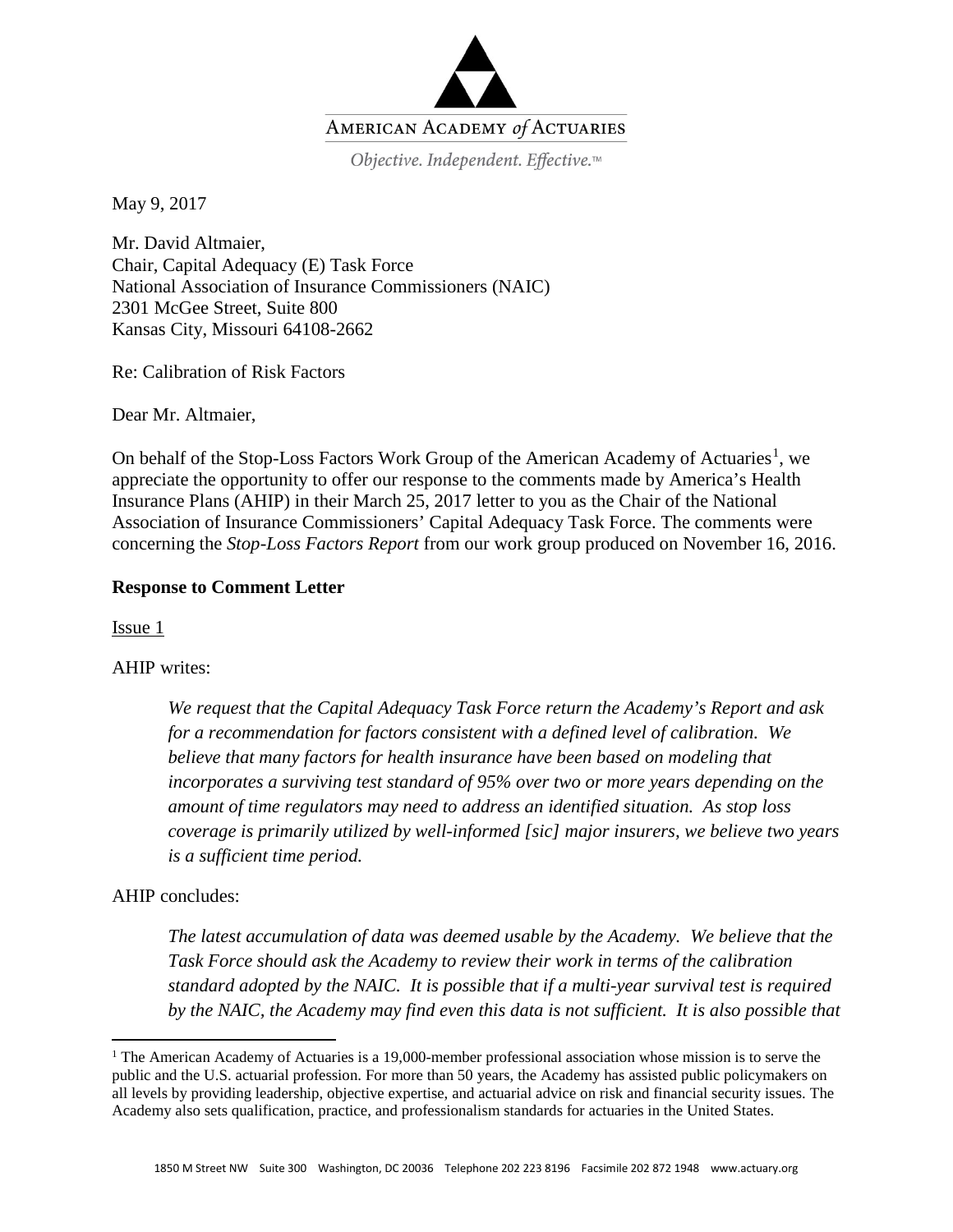AMERICAN ACADEMY *of* ACTUARIES

*Objective. Independent. Effective.*™

May 9, 2017

Mr. David Altmaier,
Chair, Capital Adequacy (E) Task Force
National Association of Insurance Commissioners (NAIC)
2301 McGee Street, Suite 800
Kansas City, Missouri 64108-2662

Re: Calibration of Risk Factors

Dear Mr. Altmaier,

On behalf of the Stop-Loss Factors Work Group of the American Academy of Actuaries[1], we appreciate the opportunity to offer our response to the comments made by America's Health Insurance Plans (AHIP) in their March 25, 2017 letter to you as the Chair of the National Association of Insurance Commissioners' Capital Adequacy Task Force. The comments were concerning the *Stop-Loss Factors Report* from our work group produced on November 16, 2016.

**Response to Comment Letter**

Issue 1

AHIP writes:

> *We request that the Capital Adequacy Task Force return the Academy's Report and ask for a recommendation for factors consistent with a defined level of calibration. We believe that many factors for health insurance have been based on modeling that incorporates a surviving test standard of 95% over two or more years depending on the amount of time regulators may need to address an identified situation. As stop loss coverage is primarily utilized by well-informed [sic] major insurers, we believe two years is a sufficient time period.*

AHIP concludes:

> *The latest accumulation of data was deemed usable by the Academy. We believe that the Task Force should ask the Academy to review their work in terms of the calibration standard adopted by the NAIC. It is possible that if a multi-year survival test is required by the NAIC, the Academy may find even this data is not sufficient. It is also possible that*

[1] The American Academy of Actuaries is a 19,000-member professional association whose mission is to serve the public and the U.S. actuarial profession. For more than 50 years, the Academy has assisted public policymakers on all levels by providing leadership, objective expertise, and actuarial advice on risk and financial security issues. The Academy also sets qualification, practice, and professionalism standards for actuaries in the United States.

1850 M Street NW Suite 300 Washington, DC 20036 Telephone 202 223 8196 Facsimile 202 872 1948 www.actuary.org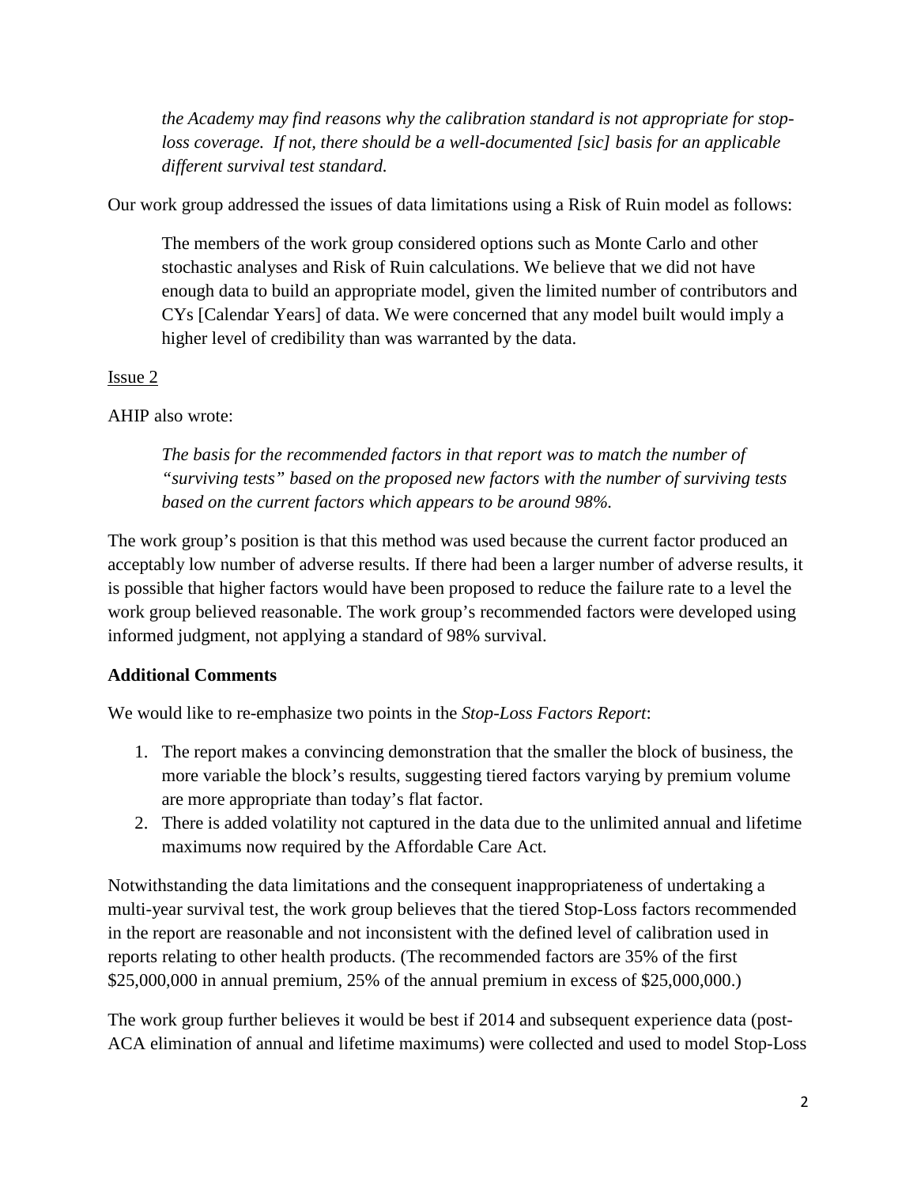*the Academy may find reasons why the calibration standard is not appropriate for stop-loss coverage. If not, there should be a well-documented [sic] basis for an applicable different survival test standard.*

Our work group addressed the issues of data limitations using a Risk of Ruin model as follows:

> The members of the work group considered options such as Monte Carlo and other stochastic analyses and Risk of Ruin calculations. We believe that we did not have enough data to build an appropriate model, given the limited number of contributors and CYs [Calendar Years] of data. We were concerned that any model built would imply a higher level of credibility than was warranted by the data.

<u>Issue 2</u>

AHIP also wrote:

> *The basis for the recommended factors in that report was to match the number of "surviving tests" based on the proposed new factors with the number of surviving tests based on the current factors which appears to be around 98%.*

The work group's position is that this method was used because the current factor produced an acceptably low number of adverse results. If there had been a larger number of adverse results, it is possible that higher factors would have been proposed to reduce the failure rate to a level the work group believed reasonable. The work group's recommended factors were developed using informed judgment, not applying a standard of 98% survival.

**Additional Comments**

We would like to re-emphasize two points in the *Stop-Loss Factors Report*:

1. The report makes a convincing demonstration that the smaller the block of business, the more variable the block's results, suggesting tiered factors varying by premium volume are more appropriate than today's flat factor.
2. There is added volatility not captured in the data due to the unlimited annual and lifetime maximums now required by the Affordable Care Act.

Notwithstanding the data limitations and the consequent inappropriateness of undertaking a multi-year survival test, the work group believes that the tiered Stop-Loss factors recommended in the report are reasonable and not inconsistent with the defined level of calibration used in reports relating to other health products. (The recommended factors are 35% of the first $25,000,000 in annual premium, 25% of the annual premium in excess of $25,000,000.)

The work group further believes it would be best if 2014 and subsequent experience data (post-ACA elimination of annual and lifetime maximums) were collected and used to model Stop-Loss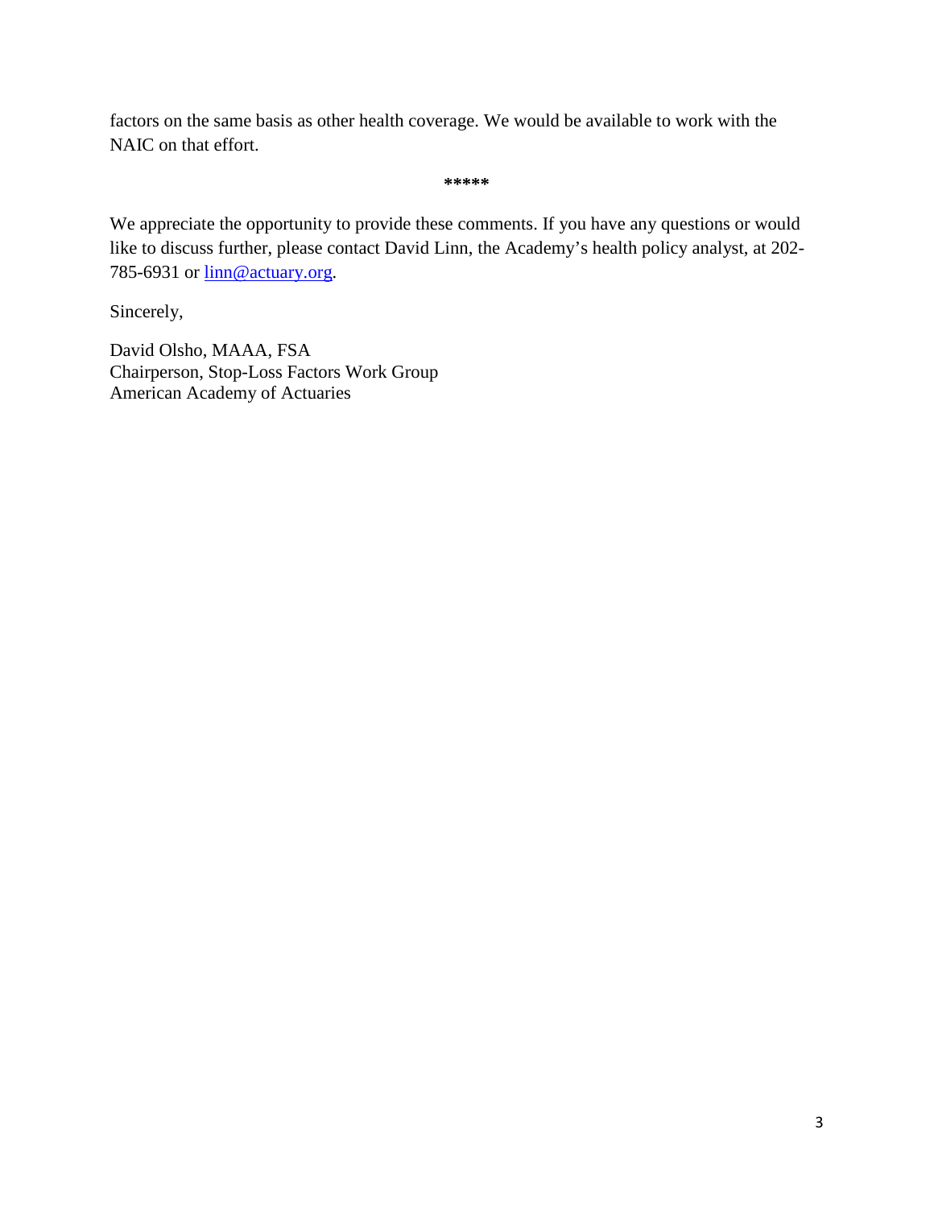factors on the same basis as other health coverage. We would be available to work with the NAIC on that effort.

*****

We appreciate the opportunity to provide these comments. If you have any questions or would like to discuss further, please contact David Linn, the Academy's health policy analyst, at 202-785-6931 or linn@actuary.org.

Sincerely,

David Olsho, MAAA, FSA
Chairperson, Stop-Loss Factors Work Group
American Academy of Actuaries